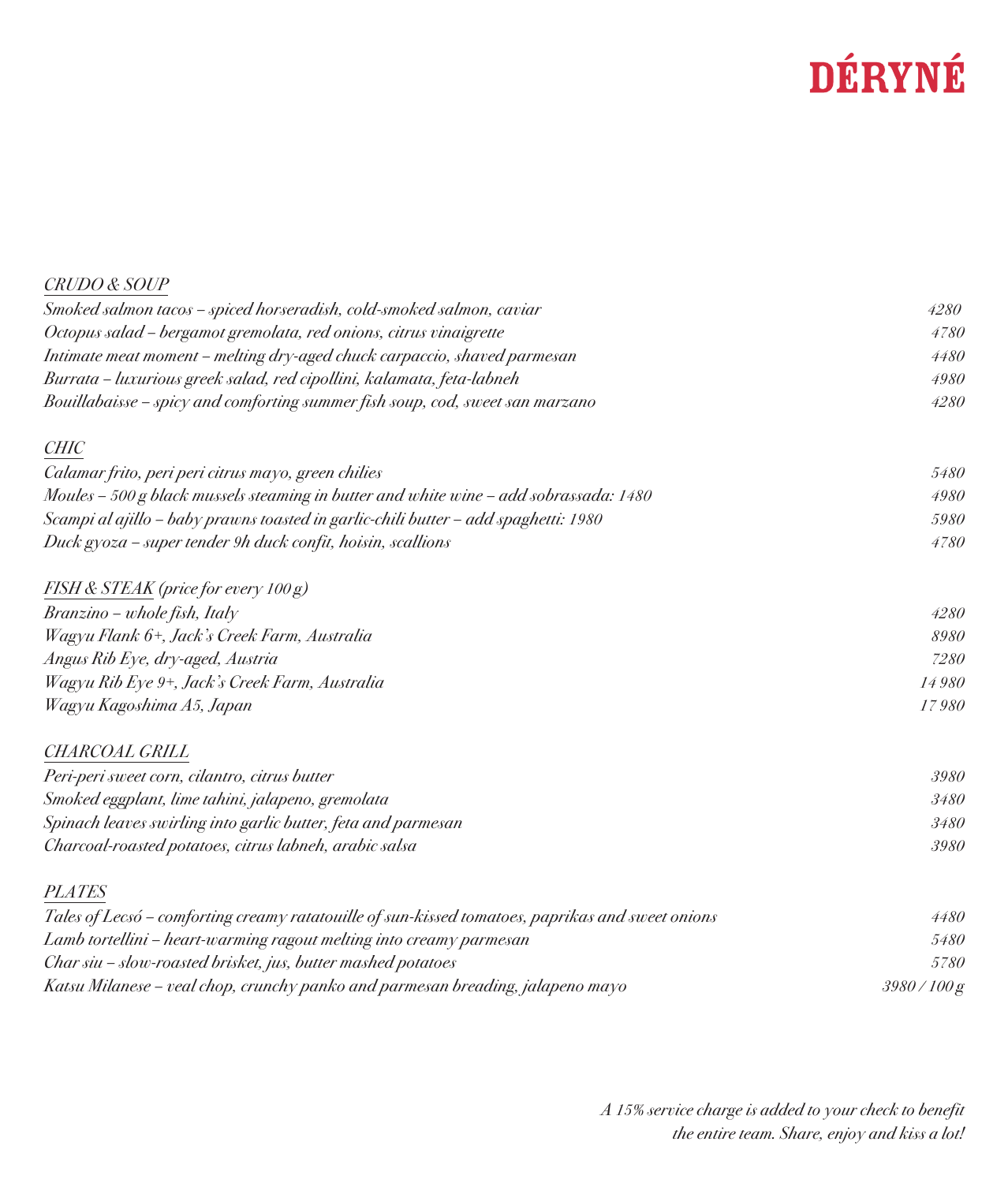# DÉRYNÉ

## CRUDO & SOUP

| | |
|---|---|
| *Smoked salmon tacos – spiced horseradish, cold-smoked salmon, caviar* | *4280* |
| *Octopus salad – bergamot gremolata, red onions, citrus vinaigrette* | *4780* |
| *Intimate meat moment – melting dry-aged chuck carpaccio, shaved parmesan* | *4480* |
| *Burrata – luxurious greek salad, red cipollini, kalamata, feta-labneh* | *4980* |
| *Bouillabaisse – spicy and comforting summer fish soup, cod, sweet san marzano* | *4280* |

## CHIC

| | |
|---|---|
| *Calamar frito, peri peri citrus mayo, green chilies* | *5480* |
| *Moules – 500 g black mussels steaming in butter and white wine – add sobrassada: 1480* | *4980* |
| *Scampi al ajillo – baby prawns toasted in garlic-chili butter – add spaghetti: 1980* | *5980* |
| *Duck gyoza – super tender 9h duck confit, hoisin, scallions* | *4780* |

## FISH & STEAK *(price for every 100 g)*

| | |
|---|---|
| *Branzino – whole fish, Italy* | *4280* |
| *Wagyu Flank 6+, Jack's Creek Farm, Australia* | *8980* |
| *Angus Rib Eye, dry-aged, Austria* | *7280* |
| *Wagyu Rib Eye 9+, Jack's Creek Farm, Australia* | *14 980* |
| *Wagyu Kagoshima A5, Japan* | *17 980* |

## CHARCOAL GRILL

| | |
|---|---|
| *Peri-peri sweet corn, cilantro, citrus butter* | *3980* |
| *Smoked eggplant, lime tahini, jalapeno, gremolata* | *3480* |
| *Spinach leaves swirling into garlic butter, feta and parmesan* | *3480* |
| *Charcoal-roasted potatoes, citrus labneh, arabic salsa* | *3980* |

## PLATES

| | |
|---|---|
| *Tales of Lecsó – comforting creamy ratatouille of sun-kissed tomatoes, paprikas and sweet onions* | *4480* |
| *Lamb tortellini – heart-warming ragout melting into creamy parmesan* | *5480* |
| *Char siu – slow-roasted brisket, jus, butter mashed potatoes* | *5780* |
| *Katsu Milanese – veal chop, crunchy panko and parmesan breading, jalapeno mayo* | *3980 / 100 g* |

*A 15% service charge is added to your check to benefit the entire team. Share, enjoy and kiss a lot!*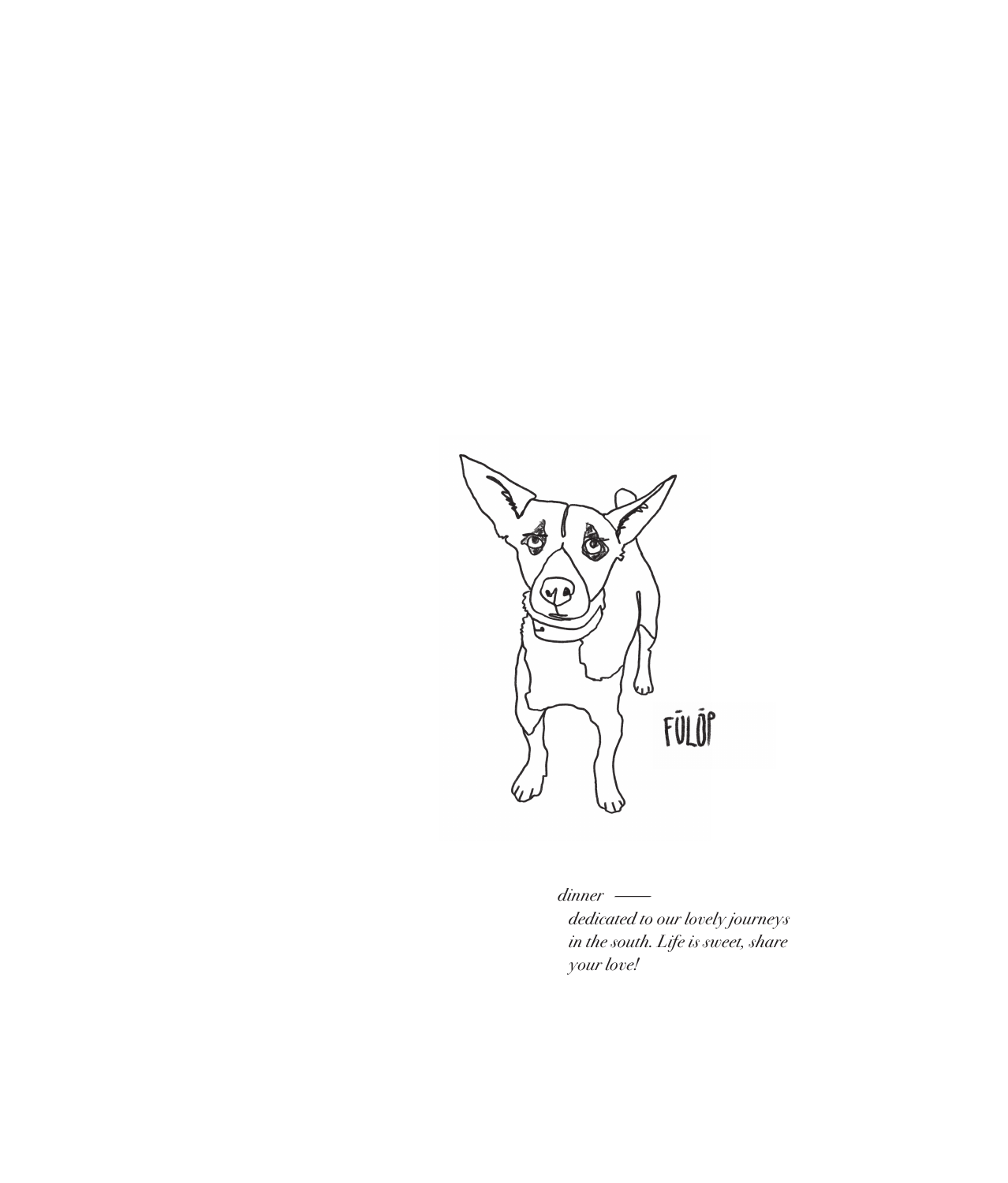*dinner* ——

*dedicated to our lovely journeys in the south. Life is sweet, share your love!*